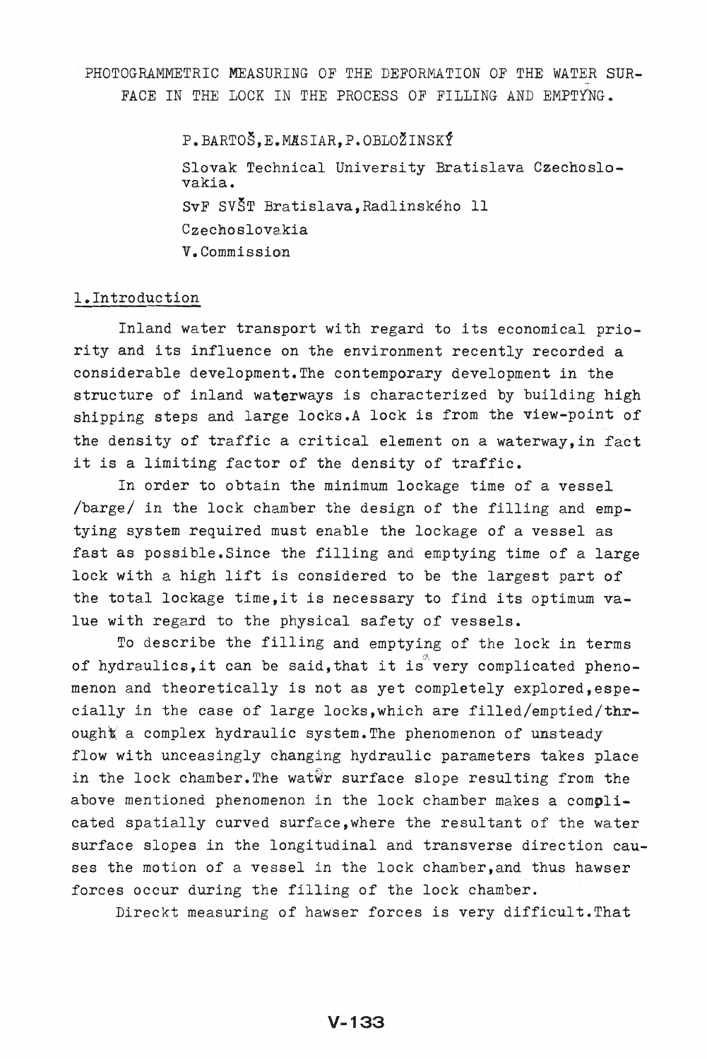# PHOTOGRAMMETRIC MEASURING OF THE DEFORMATION OF THE WATER SURFACE IN THE LOCK IN THE PROCESS OF FILLING AND EMPTYNG.

P.BARTOŠ, E.MASIAR, P.OBLOŽINSKÝ

Slovak Technical University Bratislava Czechoslovakia.

SvF SVŠT Bratislava, Radlinského 11

Czechoslovakia

V. Commission

## 1. Introduction

Inland water transport with regard to its economical priority and its influence on the environment recently recorded a considerable development. The contemporary development in the structure of inland waterways is characterized by building high shipping steps and large locks. A lock is from the view-point of the density of traffic a critical element on a waterway, in fact it is a limiting factor of the density of traffic.

In order to obtain the minimum lockage time of a vessel /barge/ in the lock chamber the design of the filling and emptying system required must enable the lockage of a vessel as fast as possible. Since the filling and emptying time of a large lock with a high lift is considered to be the largest part of the total lockage time, it is necessary to find its optimum value with regard to the physical safety of vessels.

To describe the filling and emptying of the lock in terms of hydraulics, it can be said, that it is very complicated phenomenon and theoretically is not as yet completely explored, especially in the case of large locks, which are filled/emptied/through a complex hydraulic system. The phenomenon of unsteady flow with unceasingly changing hydraulic parameters takes place in the lock chamber. The water surface slope resulting from the above mentioned phenomenon in the lock chamber makes a complicated spatially curved surface, where the resultant of the water surface slopes in the longitudinal and transverse direction causes the motion of a vessel in the lock chamber, and thus hawser forces occur during the filling of the lock chamber.

Direckt measuring of hawser forces is very difficult. That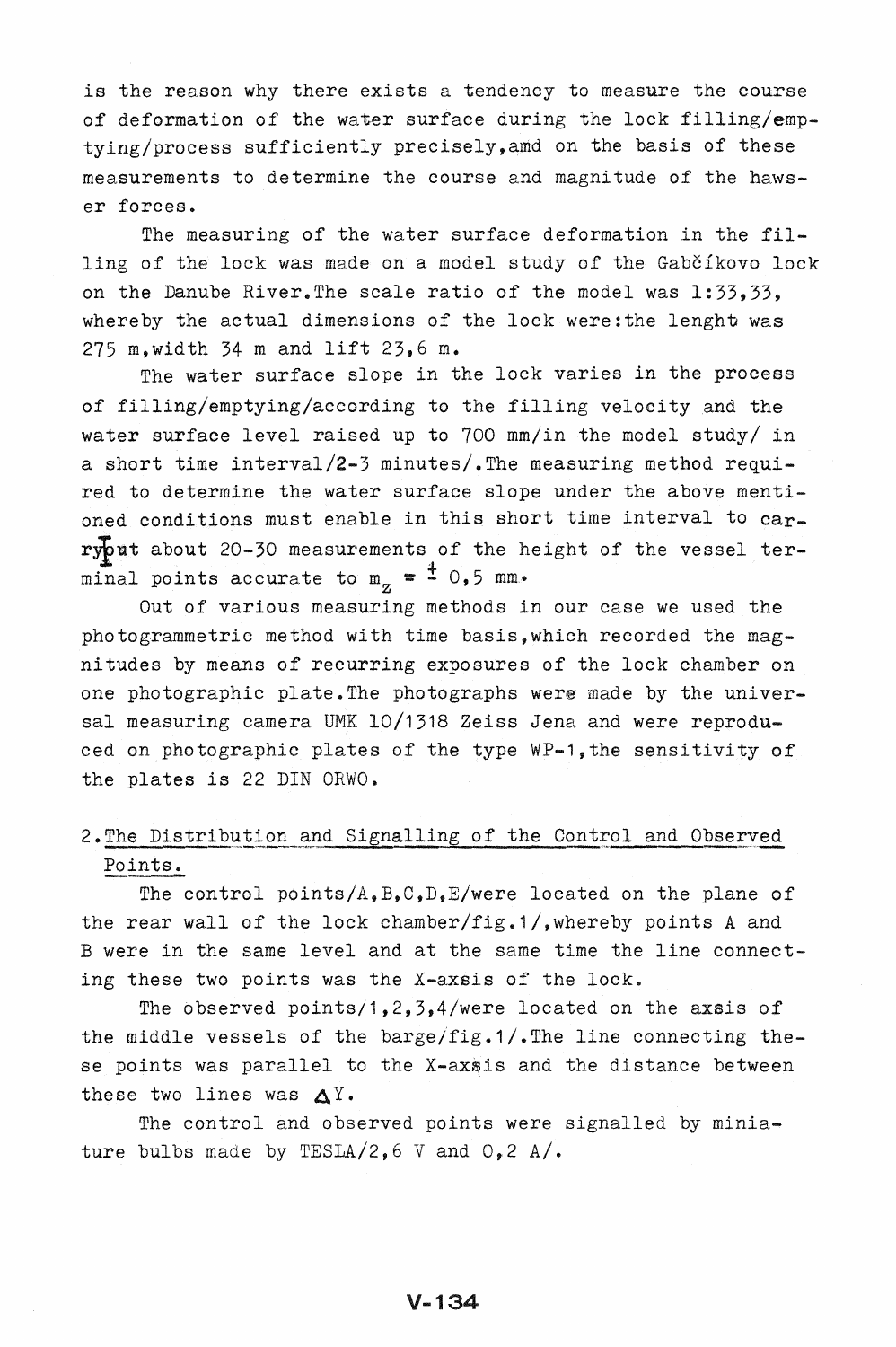is the reason why there exists a tendency to measure the course of deformation of the water surface during the lock filling/emptying/process sufficiently precisely,amd on the basis of these measurements to determine the course and magnitude of the hawser forces.

The measuring of the water surface deformation in the filling of the lock was made on a model study of the Gabčíkovo lock on the Danube River.The scale ratio of the model was 1:33,33, whereby the actual dimensions of the lock were:the lenght was 275 m,width 34 m and lift 23,6 m.

The water surface slope in the lock varies in the process of filling/emptying/according to the filling velocity and the water surface level raised up to 700 mm/in the model study/ in a short time interval/2-3 minutes/.The measuring method required to determine the water surface slope under the above mentioned conditions must enable in this short time interval to carry out about 20-30 measurements of the height of the vessel terminal points accurate to $m_z = \pm 0,5$ mm.

Out of various measuring methods in our case we used the photogrammetric method with time basis,which recorded the magnitudes by means of recurring exposures of the lock chamber on one photographic plate.The photographs were made by the universal measuring camera UMK 10/1318 Zeiss Jena and were reproduced on photographic plates of the type WP-1,the sensitivity of the plates is 22 DIN ORWO.

## 2. The Distribution and Signalling of the Control and Observed Points.

The control points/A,B,C,D,E/were located on the plane of the rear wall of the lock chamber/fig.1/,whereby points A and B were in the same level and at the same time the line connecting these two points was the X-axsis of the lock.

The observed points/1,2,3,4/were located on the axsis of the middle vessels of the barge/fig.1/.The line connecting these points was parallel to the X-axsis and the distance between these two lines was $\Delta Y$.

The control and observed points were signalled by miniature bulbs made by TESLA/2,6 V and 0,2 A/.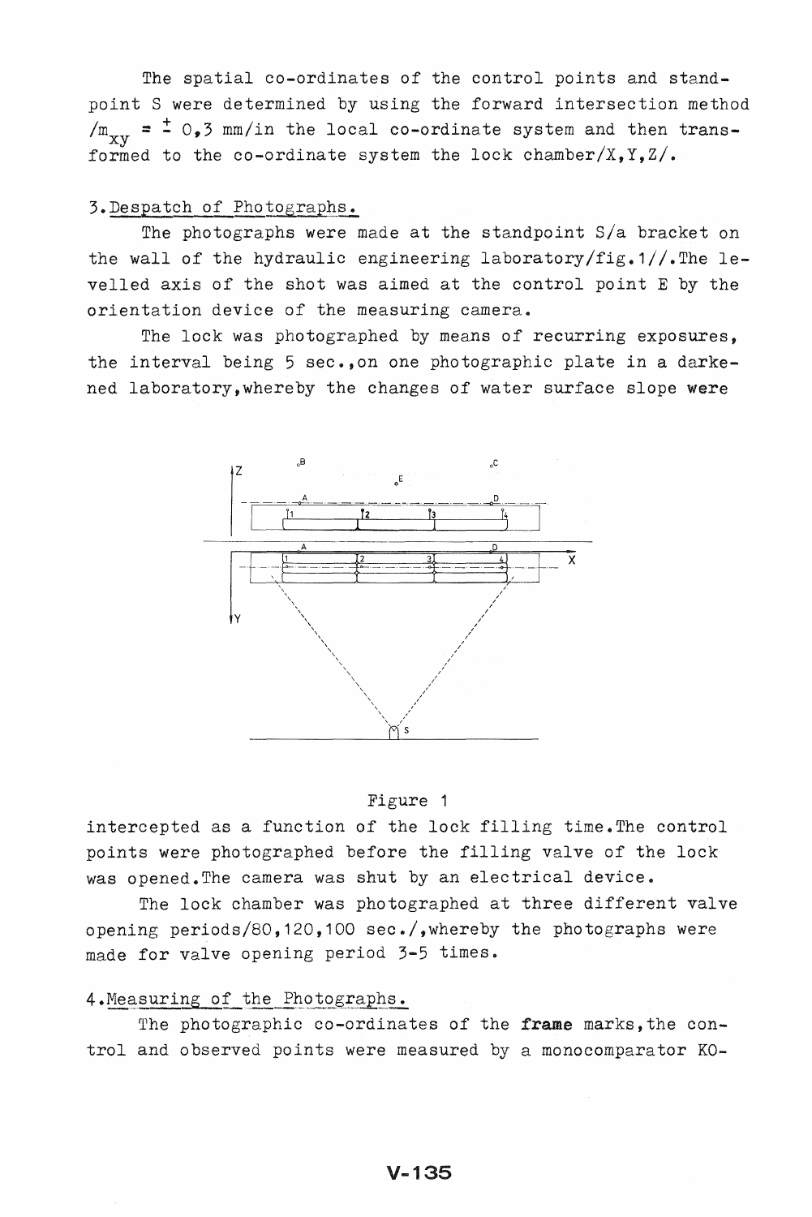The spatial co-ordinates of the control points and standpoint S were determined by using the forward intersection method /$m_{xy}$ = $\pm$ 0,3 mm/in the local co-ordinate system and then transformed to the co-ordinate system the lock chamber/X,Y,Z/.

## 3. Despatch of Photographs.

The photographs were made at the standpoint S/a bracket on the wall of the hydraulic engineering laboratory/fig.1//. The levelled axis of the shot was aimed at the control point E by the orientation device of the measuring camera.

The lock was photographed by means of recurring exposures, the interval being 5 sec., on one photographic plate in a darkened laboratory, whereby the changes of water surface slope were intercepted as a function of the lock filling time. The control points were photographed before the filling valve of the lock was opened. The camera was shut by an electrical device.

Figure 1

The lock chamber was photographed at three different valve opening periods/80,120,100 sec./, whereby the photographs were made for valve opening period 3-5 times.

## 4. Measuring of the Photographs.

The photographic co-ordinates of the **frame** marks, the control and observed points were measured by a monocomparator KO-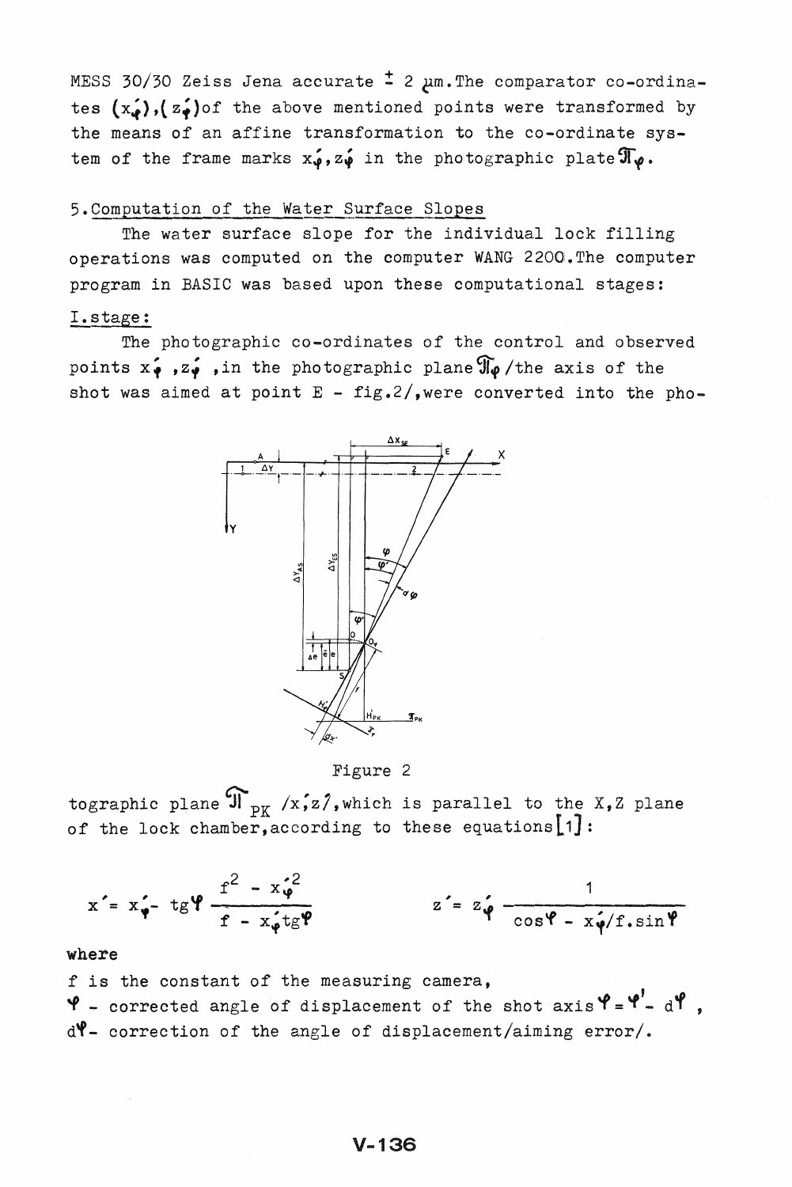MESS 30/30 Zeiss Jena accurate ± 2 μm. The comparator co-ordinates $(x'_\varphi)$, $(z'_\varphi)$ of the above mentioned points were transformed by the means of an affine transformation to the co-ordinate system of the frame marks $x'_\varphi, z'_\varphi$ in the photographic plate $\Pi_\varphi$.

## 5. Computation of the Water Surface Slopes

The water surface slope for the individual lock filling operations was computed on the computer WANG 2200. The computer program in BASIC was based upon these computational stages:

### I. stage:

The photographic co-ordinates of the control and observed points $x'_\varphi$, $z'_\varphi$, in the photographic plane $\Pi_\varphi$ /the axis of the shot was aimed at point E - fig. 2/, were converted into the photographic plane $\Pi_{PK}$ /$x', z'$/, which is parallel to the X,Z plane of the lock chamber, according to these equations [1]:

Figure 2

$$x' = x'_\varphi - \mathrm{tg}\varphi \, \frac{f^2 - x'^2_\varphi}{f - x'_\varphi \mathrm{tg}\varphi} \qquad\qquad z' = z'_\varphi \, \frac{1}{\cos\varphi - x'_\varphi / f . \sin\varphi}$$

where

$f$ is the constant of the measuring camera,

$\varphi$ - corrected angle of displacement of the shot axis $\varphi = \varphi' - d\varphi$,

$d\varphi$ - correction of the angle of displacement /aiming error/.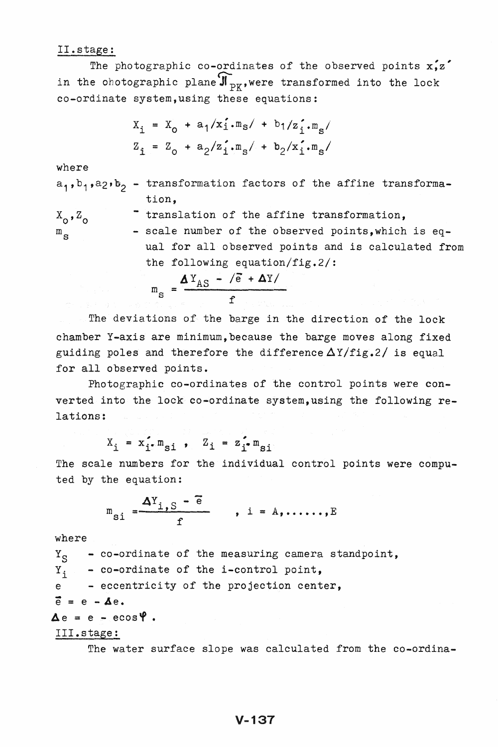II.stage:

The photographic co-ordinates of the observed points $x_i', z_i'$ in the photographic plane $\widehat{\Pi}_{PK}$, were transformed into the lock co-ordinate system, using these equations:

$$X_i = X_o + a_1/x_i'.m_s/ + b_1/z_i'.m_s/$$

$$Z_i = Z_o + a_2/z_i'.m_s/ + b_2/x_i'.m_s/$$

where

$a_1, b_1, a_2, b_2$ - transformation factors of the affine transformation,

$X_o, Z_o$ - translation of the affine transformation,

$m_s$ - scale number of the observed points, which is equal for all observed points and is calculated from the following equation/fig.2/:

$$m_s = \frac{\Delta Y_{AS} - /\bar{e} + \Delta Y/}{f}$$

The deviations of the barge in the direction of the lock chamber Y-axis are minimum, because the barge moves along fixed guiding poles and therefore the difference $\Delta Y$/fig.2/ is equal for all observed points.

Photographic co-ordinates of the control points were converted into the lock co-ordinate system, using the following relations:

$$X_i = x_i'.m_{si} \;, \quad Z_i = z_i'.m_{si}$$

The scale numbers for the individual control points were computed by the equation:

$$m_{si} = \frac{\Delta Y_{i,S} - \bar{e}}{f} \quad , \; i = A, \ldots\ldots, E$$

where

$Y_S$ - co-ordinate of the measuring camera standpoint,

$Y_i$ - co-ordinate of the i-control point,

$e$ - eccentricity of the projection center,

$\bar{e} = e - \Delta e.$

$\Delta e = e - e\cos\varphi$ .

III.stage:

The water surface slope was calculated from the co-ordina-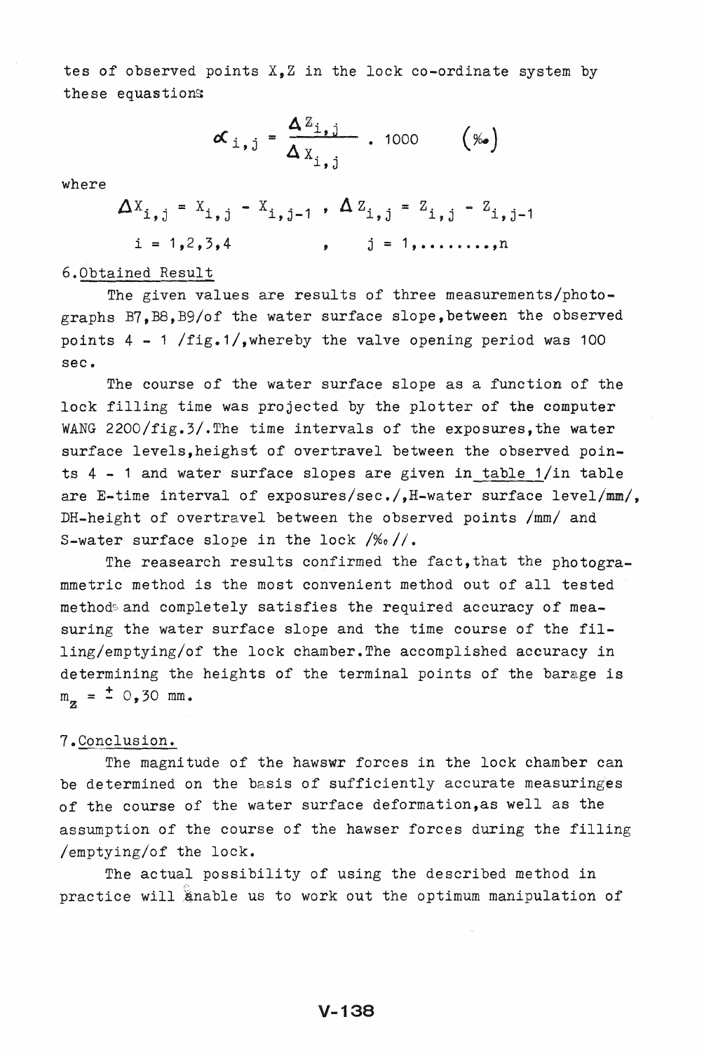tes of observed points X,Z in the lock co-ordinate system by these equastions:

$$\alpha_{i,j} = \frac{\Delta Z_{i,j}}{\Delta X_{i,j}} \cdot 1000 \qquad (‰)$$

where

$$\Delta X_{i,j} = X_{i,j} - X_{i,j-1} \;,\; \Delta Z_{i,j} = Z_{i,j} - Z_{i,j-1}$$

$$i = 1,2,3,4 \qquad , \qquad j = 1,\ldots\ldots,n$$

## 6. Obtained Result

The given values are results of three measurements/photographs B7,B8,B9/of the water surface slope,between the observed points 4 - 1 /fig.1/,whereby the valve opening period was 100 sec.

The course of the water surface slope as a function of the lock filling time was projected by the plotter of the computer WANG 2200/fig.3/.The time intervals of the exposures,the water surface levels,heighst of overtravel between the observed points 4 - 1 and water surface slopes are given in table 1/in table are E-time interval of exposures/sec./,H-water surface level/mm/, DH-height of overtravel between the observed points /mm/ and S-water surface slope in the lock /‰//.

The reasearch results confirmed the fact,that the photogrammetric method is the most convenient method out of all tested methods and completely satisfies the required accuracy of measuring the water surface slope and the time course of the filling/emptying/of the lock chamber.The accomplished accuracy in determining the heights of the terminal points of the barage is $m_z = \pm 0{,}30$ mm.

## 7. Conclusion.

The magnitude of the hawswr forces in the lock chamber can be determined on the basis of sufficiently accurate measuringes of the course of the water surface deformation,as well as the assumption of the course of the hawser forces during the filling /emptying/of the lock.

The actual possibility of using the described method in practice will enable us to work out the optimum manipulation of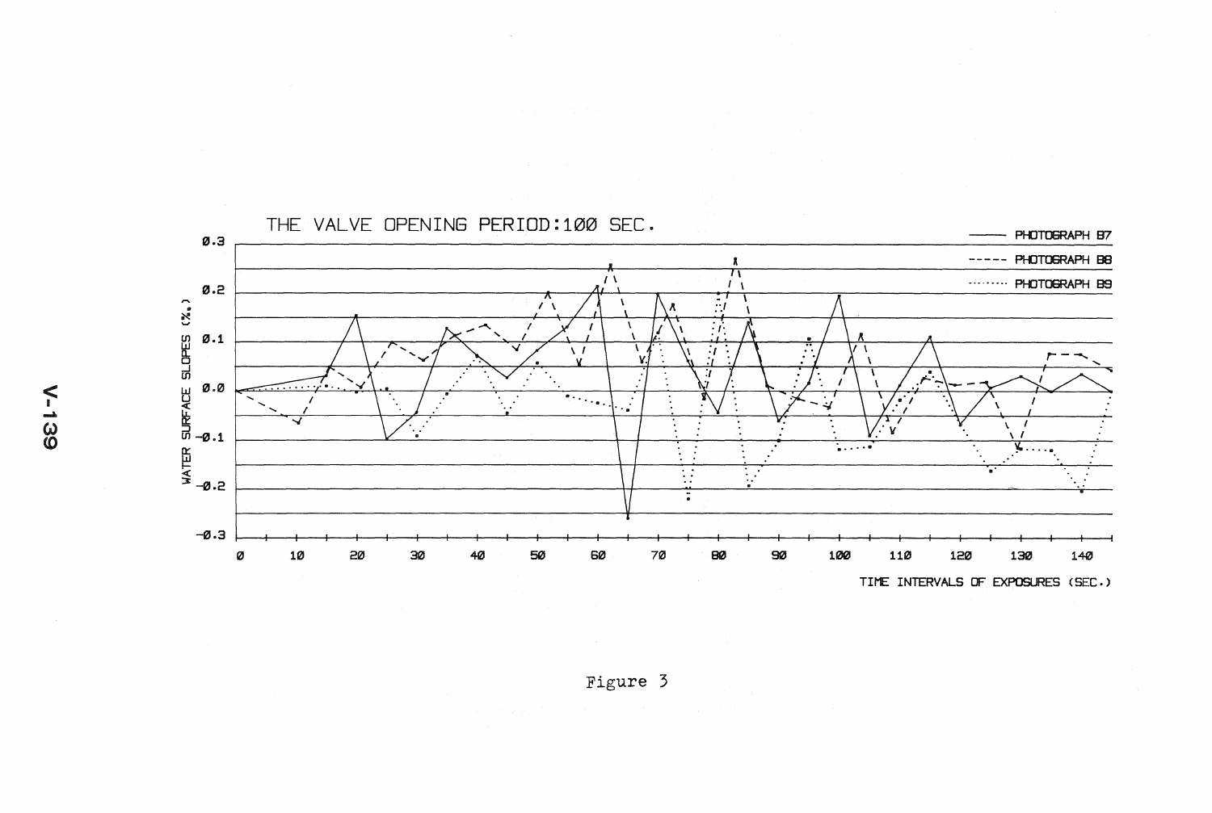THE VALVE OPENING PERIOD:100 SEC.

Figure 3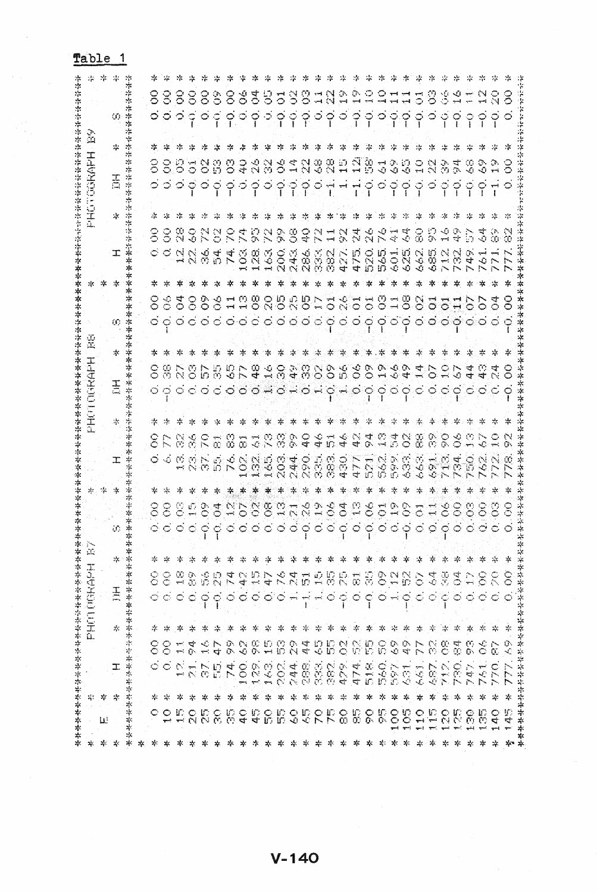Table 1

| E | PHOTOGRAPH B7 | | | PHOTOGRAPH B8 | | | PHOTOGRAPH B9 | | |
|---|---|---|---|---|---|---|---|---|---|
| | H | DH | S | H | DH | S | H | DH | S |
| 0 | 0.00 | 0.00 | 0.00 | 0.00 | 0.00 | 0.00 | 0.00 | 0.00 | 0.00 |
| 10 | 0.00 | 0.00 | 0.00 | 6.77 | -0.38 | -0.06 | 0.00 | 0.00 | 0.00 |
| 15 | 12.11 | 0.18 | 0.03 | 13.32 | 0.27 | 0.04 | 12.28 | 0.05 | 0.00 |
| 20 | 21.94 | 0.89 | 0.15 | 23.36 | 0.03 | 0.00 | 22.60 | -0.01 | -0.00 |
| 25 | 37.16 | -0.56 | -0.09 | 37.70 | 0.57 | 0.09 | 36.72 | 0.02 | 0.00 |
| 30 | 55.47 | -0.25 | -0.04 | 55.81 | 0.35 | 0.06 | 54.02 | -0.53 | -0.09 |
| 35 | 74.99 | 0.74 | 0.12 | 76.83 | 0.65 | 0.11 | 74.70 | -0.03 | -0.00 |
| 40 | 100.62 | 0.42 | 0.07 | 102.81 | 0.77 | 0.13 | 103.74 | -0.40 | -0.06 |
| 45 | 129.98 | 0.15 | 0.02 | 132.61 | 0.48 | 0.08 | 128.95 | -0.26 | -0.04 |
| 50 | 163.15 | 0.47 | 0.08 | 165.73 | 1.16 | 0.20 | 163.72 | -0.32 | -0.05 |
| 55 | 202.53 | 0.76 | 0.13 | 203.33 | 0.30 | 0.05 | 200.99 | -0.06 | -0.01 |
| 60 | 244.29 | 1.24 | 0.21 | 244.99 | 1.49 | 0.25 | 243.08 | -0.14 | -0.02 |
| 65 | 288.44 | -1.51 | -0.26 | 290.40 | 0.33 | 0.05 | 286.40 | -0.22 | -0.03 |
| 70 | 333.65 | 1.15 | 0.19 | 335.46 | 1.02 | 0.17 | 333.72 | -0.68 | -0.11 |
| 75 | 382.55 | 0.35 | 0.06 | 383.51 | -0.09 | -0.01 | 382.11 | -1.28 | -0.22 |
| 80 | 429.02 | -0.25 | -0.04 | 430.46 | 1.56 | 0.26 | 427.92 | 1.15 | 0.19 |
| 85 | 474.52 | 0.81 | 0.13 | 477.42 | 0.06 | 0.01 | 475.24 | -1.12 | -0.19 |
| 90 | 518.55 | -0.35 | -0.06 | 521.94 | -0.09 | -0.01 | 520.26 | -0.58 | -0.10 |
| 95 | 560.50 | 0.09 | 0.01 | 562.13 | 0.19 | 0.03 | 565.76 | 0.61 | 0.10 |
| 100 | 597.69 | 1.12 | 0.19 | 599.54 | -0.66 | -0.11 | 601.41 | -0.69 | -0.11 |
| 105 | 631.49 | -0.52 | -0.09 | 633.02 | -0.49 | -0.08 | 625.64 | -0.65 | -0.11 |
| 110 | 661.77 | 0.07 | 0.01 | 663.88 | 0.14 | 0.02 | 662.80 | -0.10 | -0.01 |
| 115 | 687.32 | 0.64 | 0.11 | 691.39 | 0.07 | 0.01 | 685.95 | 0.22 | 0.03 |
| 120 | 712.08 | -0.38 | -0.06 | 713.90 | 0.10 | 0.01 | 712.16 | -0.39 | -0.06 |
| 125 | 730.84 | 0.04 | 0.00 | 734.06 | -0.67 | -0.11 | 732.49 | -0.94 | -0.16 |
| 130 | 747.93 | 0.17 | 0.03 | 750.13 | 0.44 | 0.07 | 749.57 | -0.68 | -0.11 |
| 135 | 751.06 | 0.00 | 0.00 | 762.67 | 0.43 | 0.07 | 761.64 | -0.69 | -0.12 |
| 140 | 770.87 | 0.70 | 0.03 | 772.10 | 0.24 | 0.04 | 771.89 | -1.19 | -0.20 |
| 145 | 777.69 | 0.00 | 0.00 | 778.92 | -0.00 | -0.00 | 777.82 | 0.00 | 0.00 |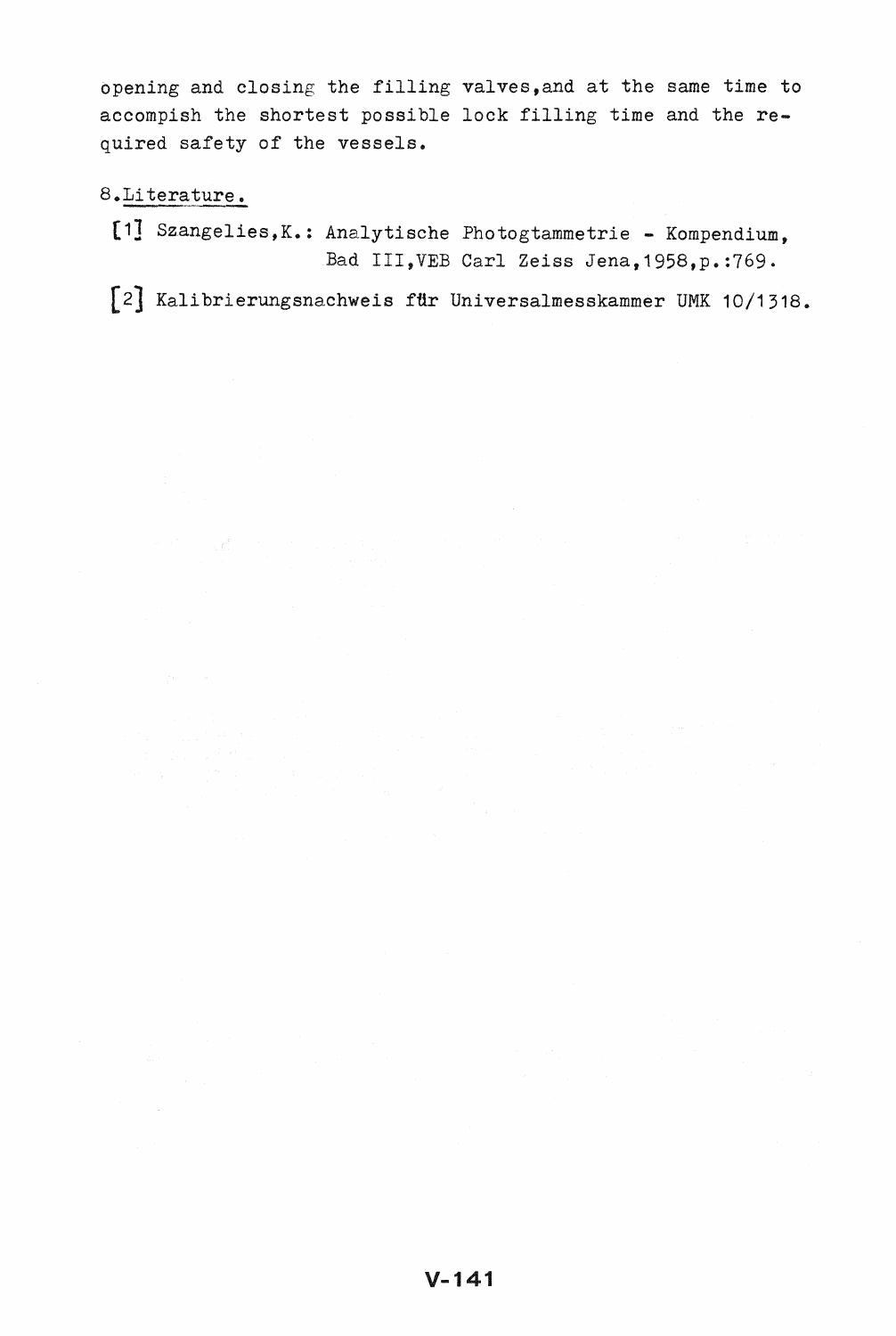opening and closing the filling valves,and at the same time to accompish the shortest possible lock filling time and the required safety of the vessels.

8.Literature.

[1] Szangelies,K.: Analytische Photogtammetrie - Kompendium, Bad III,VEB Carl Zeiss Jena,1958,p.:769.

[2] Kalibrierungsnachweis für Universalmesskammer UMK 10/1318.